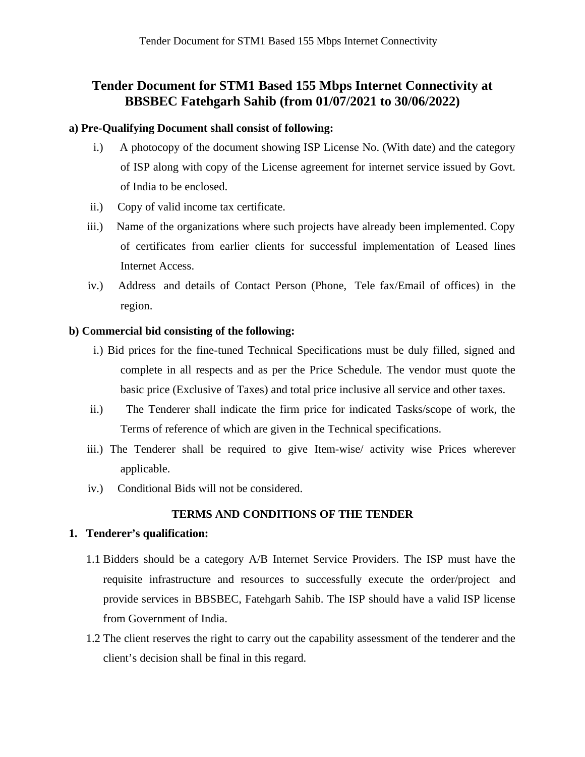# Tender Document for STM1 Based 155 Mbps Internet Connectivity at BBSBEC Fatehgarh Sahib (from 01/07/2021 to 30/06/2022)

**a) Pre-Qualifying Document shall consist of following:**

i.) A photocopy of the document showing ISP License No. (With date) and the category of ISP along with copy of the License agreement for internet service issued by Govt. of India to be enclosed.

ii.) Copy of valid income tax certificate.

iii.) Name of the organizations where such projects have already been implemented. Copy of certificates from earlier clients for successful implementation of Leased lines Internet Access.

iv.) Address and details of Contact Person (Phone, Tele fax/Email of offices) in the region.

**b) Commercial bid consisting of the following:**

i.) Bid prices for the fine-tuned Technical Specifications must be duly filled, signed and complete in all respects and as per the Price Schedule. The vendor must quote the basic price (Exclusive of Taxes) and total price inclusive all service and other taxes.

ii.) The Tenderer shall indicate the firm price for indicated Tasks/scope of work, the Terms of reference of which are given in the Technical specifications.

iii.) The Tenderer shall be required to give Item-wise/ activity wise Prices wherever applicable.

iv.) Conditional Bids will not be considered.

## TERMS AND CONDITIONS OF THE TENDER

**1. Tenderer's qualification:**

1.1 Bidders should be a category A/B Internet Service Providers. The ISP must have the requisite infrastructure and resources to successfully execute the order/project and provide services in BBSBEC, Fatehgarh Sahib. The ISP should have a valid ISP license from Government of India.

1.2 The client reserves the right to carry out the capability assessment of the tenderer and the client's decision shall be final in this regard.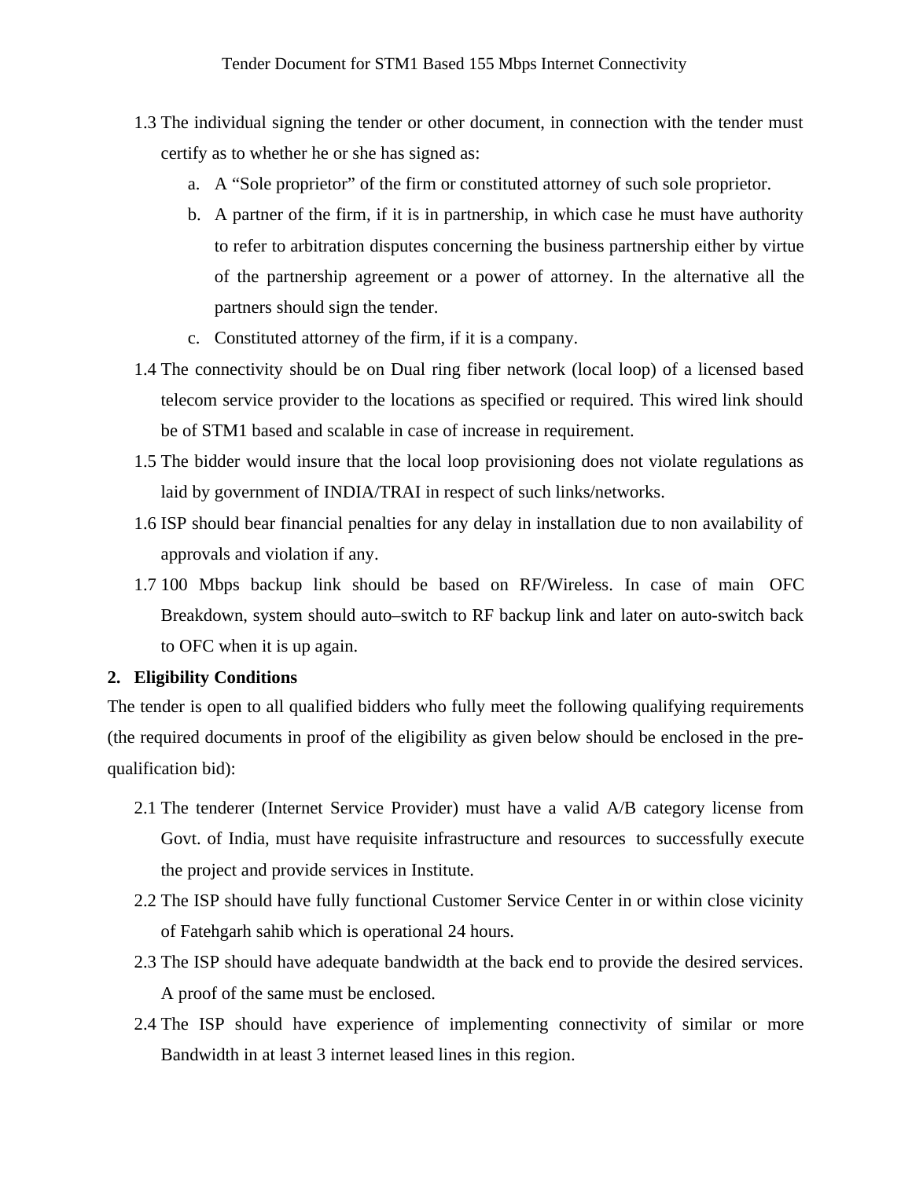1.3 The individual signing the tender or other document, in connection with the tender must certify as to whether he or she has signed as:

   a. A "Sole proprietor" of the firm or constituted attorney of such sole proprietor.
   b. A partner of the firm, if it is in partnership, in which case he must have authority to refer to arbitration disputes concerning the business partnership either by virtue of the partnership agreement or a power of attorney. In the alternative all the partners should sign the tender.
   c. Constituted attorney of the firm, if it is a company.

1.4 The connectivity should be on Dual ring fiber network (local loop) of a licensed based telecom service provider to the locations as specified or required. This wired link should be of STM1 based and scalable in case of increase in requirement.

1.5 The bidder would insure that the local loop provisioning does not violate regulations as laid by government of INDIA/TRAI in respect of such links/networks.

1.6 ISP should bear financial penalties for any delay in installation due to non availability of approvals and violation if any.

1.7 100 Mbps backup link should be based on RF/Wireless. In case of main OFC Breakdown, system should auto–switch to RF backup link and later on auto-switch back to OFC when it is up again.

## 2. Eligibility Conditions

The tender is open to all qualified bidders who fully meet the following qualifying requirements (the required documents in proof of the eligibility as given below should be enclosed in the pre-qualification bid):

2.1 The tenderer (Internet Service Provider) must have a valid A/B category license from Govt. of India, must have requisite infrastructure and resources to successfully execute the project and provide services in Institute.

2.2 The ISP should have fully functional Customer Service Center in or within close vicinity of Fatehgarh sahib which is operational 24 hours.

2.3 The ISP should have adequate bandwidth at the back end to provide the desired services. A proof of the same must be enclosed.

2.4 The ISP should have experience of implementing connectivity of similar or more Bandwidth in at least 3 internet leased lines in this region.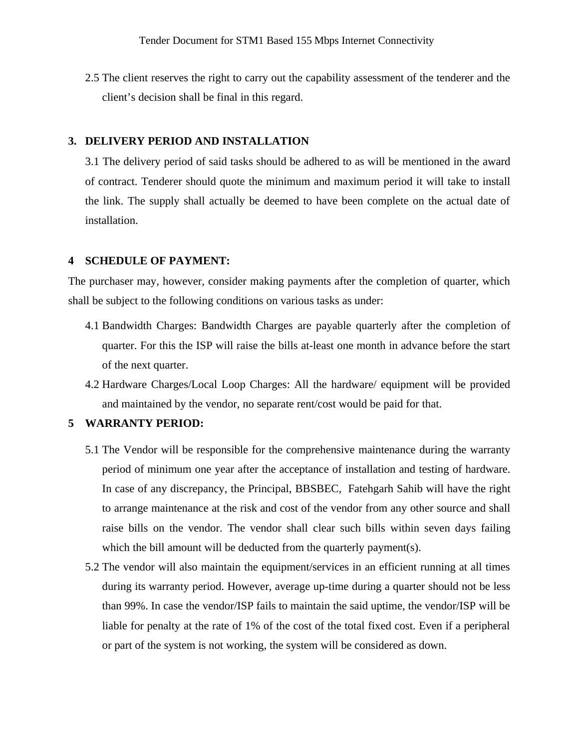2.5 The client reserves the right to carry out the capability assessment of the tenderer and the client's decision shall be final in this regard.

## 3. DELIVERY PERIOD AND INSTALLATION

3.1 The delivery period of said tasks should be adhered to as will be mentioned in the award of contract. Tenderer should quote the minimum and maximum period it will take to install the link. The supply shall actually be deemed to have been complete on the actual date of installation.

## 4 SCHEDULE OF PAYMENT:

The purchaser may, however, consider making payments after the completion of quarter, which shall be subject to the following conditions on various tasks as under:

4.1 Bandwidth Charges: Bandwidth Charges are payable quarterly after the completion of quarter. For this the ISP will raise the bills at-least one month in advance before the start of the next quarter.

4.2 Hardware Charges/Local Loop Charges: All the hardware/ equipment will be provided and maintained by the vendor, no separate rent/cost would be paid for that.

## 5 WARRANTY PERIOD:

5.1 The Vendor will be responsible for the comprehensive maintenance during the warranty period of minimum one year after the acceptance of installation and testing of hardware. In case of any discrepancy, the Principal, BBSBEC, Fatehgarh Sahib will have the right to arrange maintenance at the risk and cost of the vendor from any other source and shall raise bills on the vendor. The vendor shall clear such bills within seven days failing which the bill amount will be deducted from the quarterly payment(s).

5.2 The vendor will also maintain the equipment/services in an efficient running at all times during its warranty period. However, average up-time during a quarter should not be less than 99%. In case the vendor/ISP fails to maintain the said uptime, the vendor/ISP will be liable for penalty at the rate of 1% of the cost of the total fixed cost. Even if a peripheral or part of the system is not working, the system will be considered as down.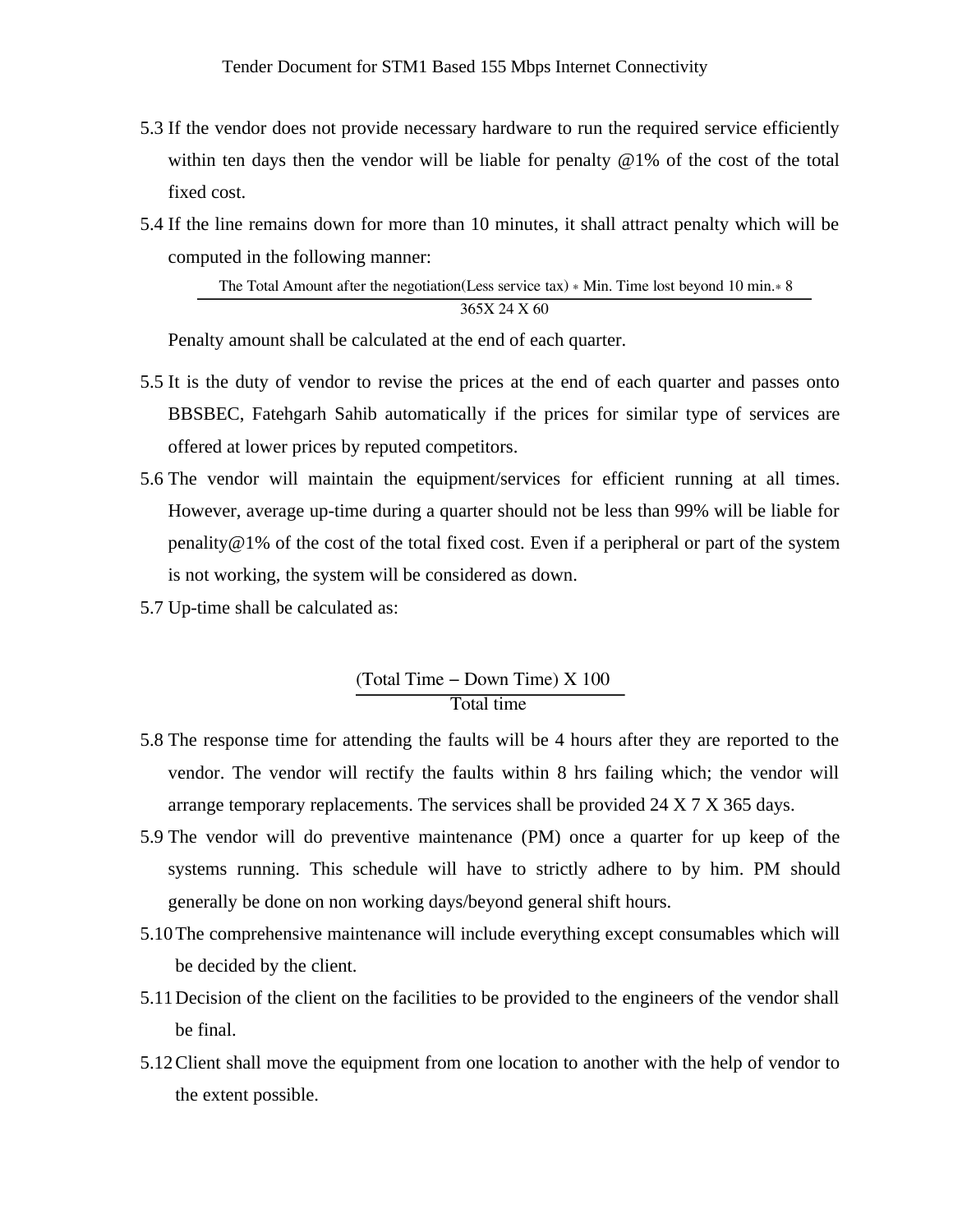5.3 If the vendor does not provide necessary hardware to run the required service efficiently within ten days then the vendor will be liable for penalty @1% of the cost of the total fixed cost.

5.4 If the line remains down for more than 10 minutes, it shall attract penalty which will be computed in the following manner:

$$\frac{\text{The Total Amount after the negotiation(Less service tax)} * \text{Min. Time lost beyond 10 min.} * 8}{365 \text{X } 24 \text{ X } 60}$$

Penalty amount shall be calculated at the end of each quarter.

5.5 It is the duty of vendor to revise the prices at the end of each quarter and passes onto BBSBEC, Fatehgarh Sahib automatically if the prices for similar type of services are offered at lower prices by reputed competitors.

5.6 The vendor will maintain the equipment/services for efficient running at all times. However, average up-time during a quarter should not be less than 99% will be liable for penality@1% of the cost of the total fixed cost. Even if a peripheral or part of the system is not working, the system will be considered as down.

5.7 Up-time shall be calculated as:

$$\frac{(\text{Total Time} - \text{Down Time}) \text{ X } 100}{\text{Total time}}$$

5.8 The response time for attending the faults will be 4 hours after they are reported to the vendor. The vendor will rectify the faults within 8 hrs failing which; the vendor will arrange temporary replacements. The services shall be provided 24 X 7 X 365 days.

5.9 The vendor will do preventive maintenance (PM) once a quarter for up keep of the systems running. This schedule will have to strictly adhere to by him. PM should generally be done on non working days/beyond general shift hours.

5.10 The comprehensive maintenance will include everything except consumables which will be decided by the client.

5.11 Decision of the client on the facilities to be provided to the engineers of the vendor shall be final.

5.12 Client shall move the equipment from one location to another with the help of vendor to the extent possible.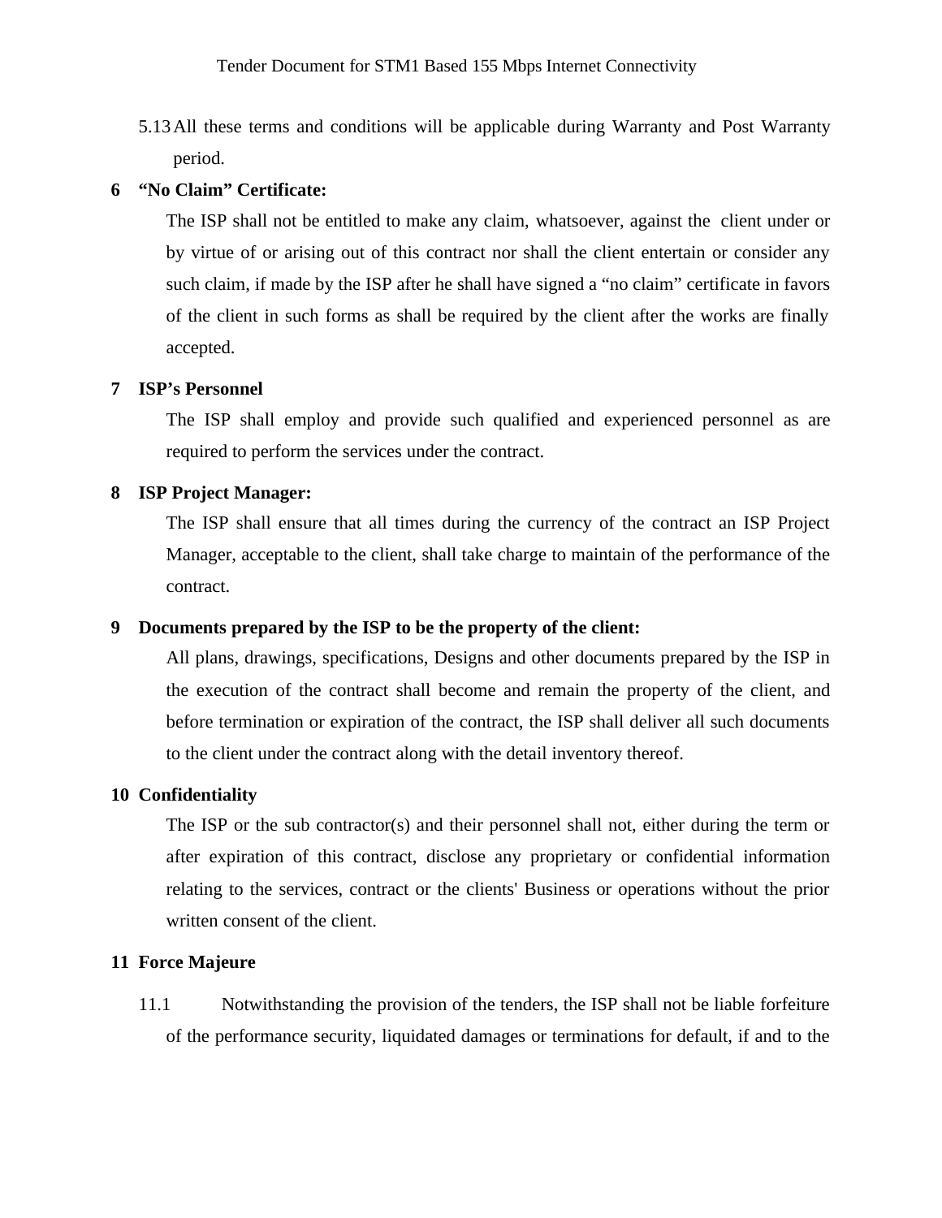5.13 All these terms and conditions will be applicable during Warranty and Post Warranty period.

**6 "No Claim" Certificate:**

The ISP shall not be entitled to make any claim, whatsoever, against the client under or by virtue of or arising out of this contract nor shall the client entertain or consider any such claim, if made by the ISP after he shall have signed a "no claim" certificate in favors of the client in such forms as shall be required by the client after the works are finally accepted.

**7 ISP's Personnel**

The ISP shall employ and provide such qualified and experienced personnel as are required to perform the services under the contract.

**8 ISP Project Manager:**

The ISP shall ensure that all times during the currency of the contract an ISP Project Manager, acceptable to the client, shall take charge to maintain of the performance of the contract.

**9 Documents prepared by the ISP to be the property of the client:**

All plans, drawings, specifications, Designs and other documents prepared by the ISP in the execution of the contract shall become and remain the property of the client, and before termination or expiration of the contract, the ISP shall deliver all such documents to the client under the contract along with the detail inventory thereof.

**10 Confidentiality**

The ISP or the sub contractor(s) and their personnel shall not, either during the term or after expiration of this contract, disclose any proprietary or confidential information relating to the services, contract or the clients' Business or operations without the prior written consent of the client.

**11 Force Majeure**

11.1 Notwithstanding the provision of the tenders, the ISP shall not be liable forfeiture of the performance security, liquidated damages or terminations for default, if and to the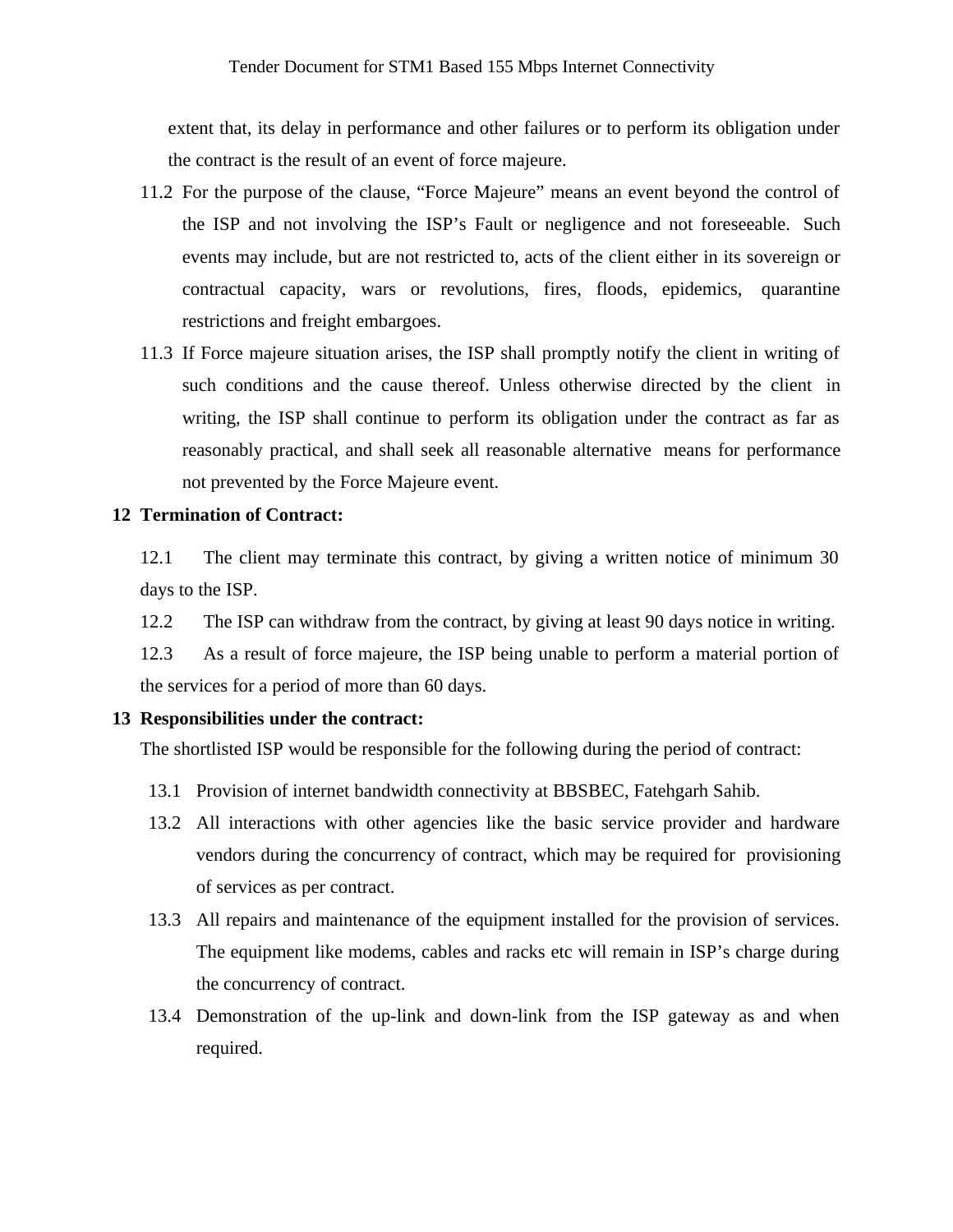extent that, its delay in performance and other failures or to perform its obligation under the contract is the result of an event of force majeure.

11.2 For the purpose of the clause, "Force Majeure" means an event beyond the control of the ISP and not involving the ISP's Fault or negligence and not foreseeable. Such events may include, but are not restricted to, acts of the client either in its sovereign or contractual capacity, wars or revolutions, fires, floods, epidemics, quarantine restrictions and freight embargoes.

11.3 If Force majeure situation arises, the ISP shall promptly notify the client in writing of such conditions and the cause thereof. Unless otherwise directed by the client in writing, the ISP shall continue to perform its obligation under the contract as far as reasonably practical, and shall seek all reasonable alternative means for performance not prevented by the Force Majeure event.

**12 Termination of Contract:**

12.1 The client may terminate this contract, by giving a written notice of minimum 30 days to the ISP.

12.2 The ISP can withdraw from the contract, by giving at least 90 days notice in writing.

12.3 As a result of force majeure, the ISP being unable to perform a material portion of the services for a period of more than 60 days.

**13 Responsibilities under the contract:**

The shortlisted ISP would be responsible for the following during the period of contract:

13.1 Provision of internet bandwidth connectivity at BBSBEC, Fatehgarh Sahib.

13.2 All interactions with other agencies like the basic service provider and hardware vendors during the concurrency of contract, which may be required for provisioning of services as per contract.

13.3 All repairs and maintenance of the equipment installed for the provision of services. The equipment like modems, cables and racks etc will remain in ISP's charge during the concurrency of contract.

13.4 Demonstration of the up-link and down-link from the ISP gateway as and when required.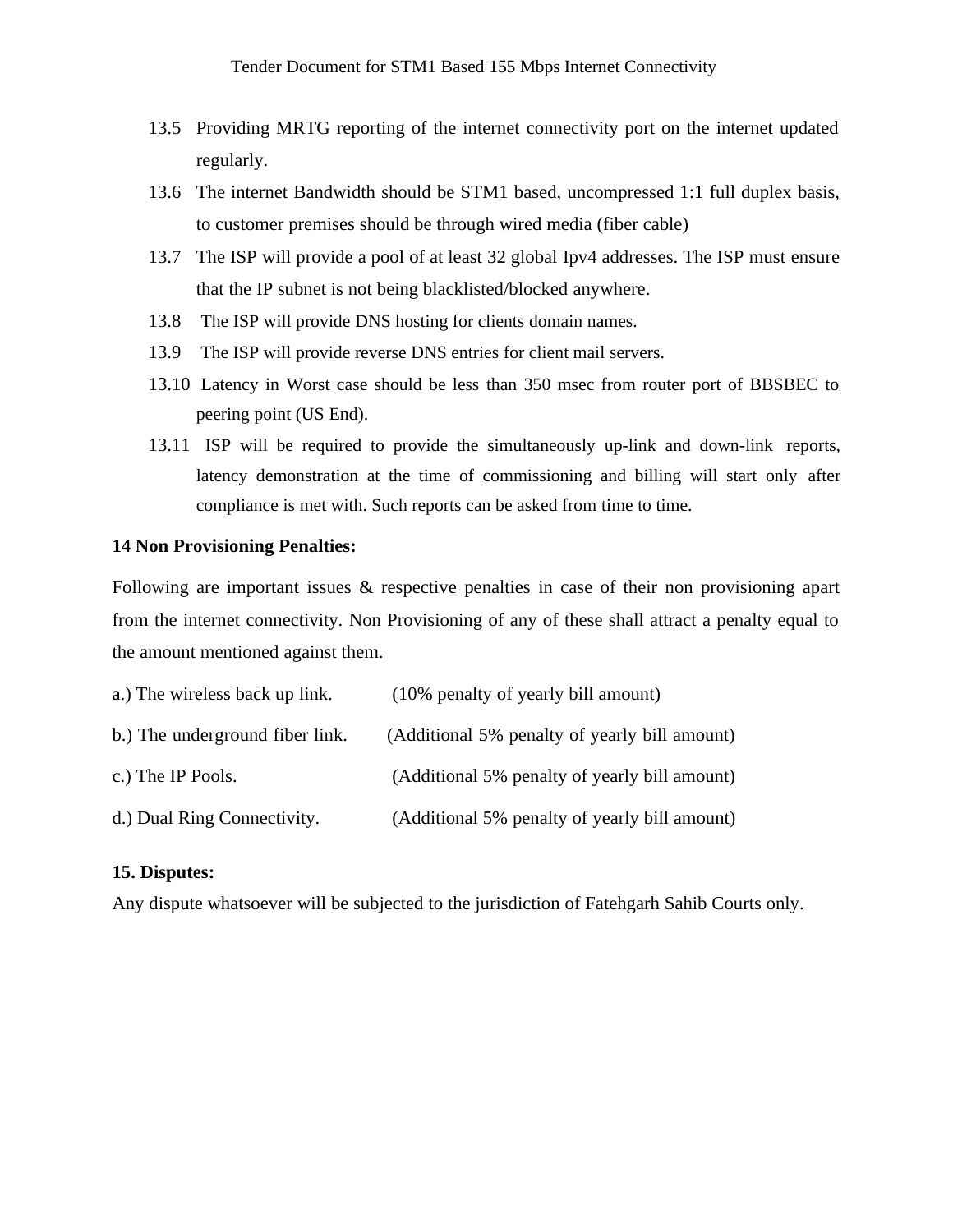13.5 Providing MRTG reporting of the internet connectivity port on the internet updated regularly.

13.6 The internet Bandwidth should be STM1 based, uncompressed 1:1 full duplex basis, to customer premises should be through wired media (fiber cable)

13.7 The ISP will provide a pool of at least 32 global Ipv4 addresses. The ISP must ensure that the IP subnet is not being blacklisted/blocked anywhere.

13.8 The ISP will provide DNS hosting for clients domain names.

13.9 The ISP will provide reverse DNS entries for client mail servers.

13.10 Latency in Worst case should be less than 350 msec from router port of BBSBEC to peering point (US End).

13.11 ISP will be required to provide the simultaneously up-link and down-link reports, latency demonstration at the time of commissioning and billing will start only after compliance is met with. Such reports can be asked from time to time.

**14 Non Provisioning Penalties:**

Following are important issues & respective penalties in case of their non provisioning apart from the internet connectivity. Non Provisioning of any of these shall attract a penalty equal to the amount mentioned against them.

a.) The wireless back up link. (10% penalty of yearly bill amount)

b.) The underground fiber link. (Additional 5% penalty of yearly bill amount)

c.) The IP Pools. (Additional 5% penalty of yearly bill amount)

d.) Dual Ring Connectivity. (Additional 5% penalty of yearly bill amount)

**15. Disputes:**

Any dispute whatsoever will be subjected to the jurisdiction of Fatehgarh Sahib Courts only.